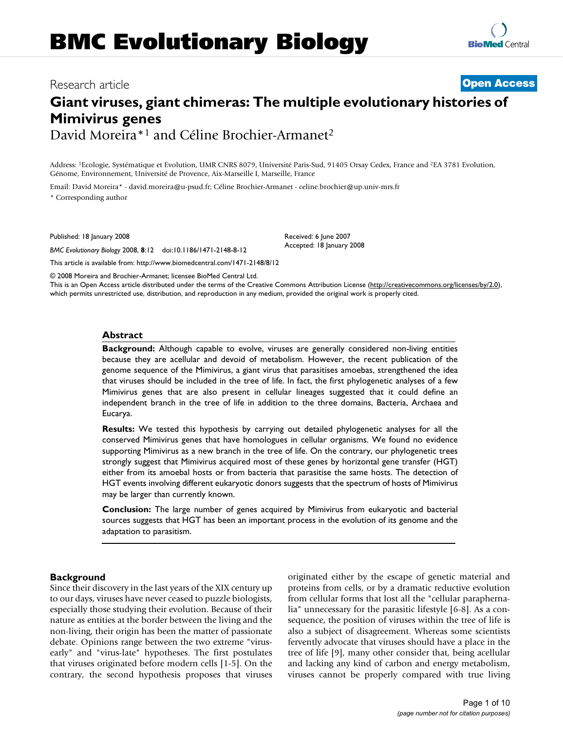# BMC Evolutionary Biology

Research article

**Open Access**

## Giant viruses, giant chimeras: The multiple evolutionary histories of Mimivirus genes

David Moreira*[1] and Céline Brochier-Armanet[2]

Address: [1]Ecologie, Systématique et Evolution, UMR CNRS 8079, Université Paris-Sud, 91405 Orsay Cedex, France and [2]EA 3781 Evolution, Génome, Environnement, Université de Provence, Aix-Marseille I, Marseille, France

Email: David Moreira* - david.moreira@u-psud.fr; Céline Brochier-Armanet - celine.brochier@up.univ-mrs.fr

* Corresponding author

Published: 18 January 2008

*BMC Evolutionary Biology* 2008, **8**:12 doi:10.1186/1471-2148-8-12

Received: 6 June 2007
Accepted: 18 January 2008

This article is available from: http://www.biomedcentral.com/1471-2148/8/12

© 2008 Moreira and Brochier-Armanet; licensee BioMed Central Ltd.
This is an Open Access article distributed under the terms of the Creative Commons Attribution License (http://creativecommons.org/licenses/by/2.0), which permits unrestricted use, distribution, and reproduction in any medium, provided the original work is properly cited.

### Abstract

**Background:** Although capable to evolve, viruses are generally considered non-living entities because they are acellular and devoid of metabolism. However, the recent publication of the genome sequence of the Mimivirus, a giant virus that parasitises amoebas, strengthened the idea that viruses should be included in the tree of life. In fact, the first phylogenetic analyses of a few Mimivirus genes that are also present in cellular lineages suggested that it could define an independent branch in the tree of life in addition to the three domains, Bacteria, Archaea and Eucarya.

**Results:** We tested this hypothesis by carrying out detailed phylogenetic analyses for all the conserved Mimivirus genes that have homologues in cellular organisms. We found no evidence supporting Mimivirus as a new branch in the tree of life. On the contrary, our phylogenetic trees strongly suggest that Mimivirus acquired most of these genes by horizontal gene transfer (HGT) either from its amoebal hosts or from bacteria that parasitise the same hosts. The detection of HGT events involving different eukaryotic donors suggests that the spectrum of hosts of Mimivirus may be larger than currently known.

**Conclusion:** The large number of genes acquired by Mimivirus from eukaryotic and bacterial sources suggests that HGT has been an important process in the evolution of its genome and the adaptation to parasitism.

### Background

Since their discovery in the last years of the XIX century up to our days, viruses have never ceased to puzzle biologists, especially those studying their evolution. Because of their nature as entities at the border between the living and the non-living, their origin has been the matter of passionate debate. Opinions range between the two extreme "virus-early" and "virus-late" hypotheses. The first postulates that viruses originated before modern cells [1-5]. On the contrary, the second hypothesis proposes that viruses originated either by the escape of genetic material and proteins from cells, or by a dramatic reductive evolution from cellular forms that lost all the "cellular paraphernalia" unnecessary for the parasitic lifestyle [6-8]. As a consequence, the position of viruses within the tree of life is also a subject of disagreement. Whereas some scientists fervently advocate that viruses should have a place in the tree of life [9], many other consider that, being acellular and lacking any kind of carbon and energy metabolism, viruses cannot be properly compared with true living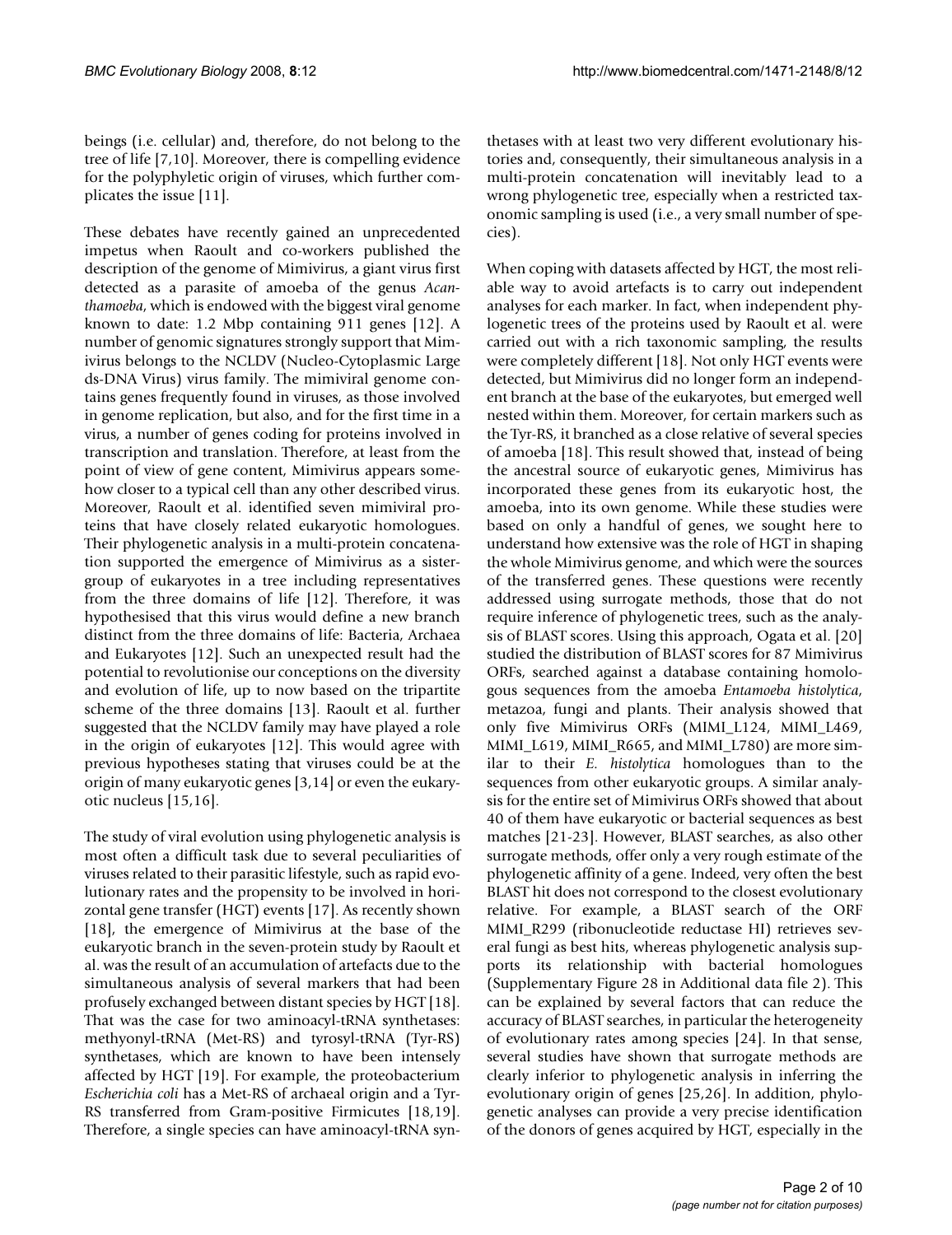beings (i.e. cellular) and, therefore, do not belong to the tree of life [7,10]. Moreover, there is compelling evidence for the polyphyletic origin of viruses, which further complicates the issue [11].

These debates have recently gained an unprecedented impetus when Raoult and co-workers published the description of the genome of Mimivirus, a giant virus first detected as a parasite of amoeba of the genus *Acanthamoeba*, which is endowed with the biggest viral genome known to date: 1.2 Mbp containing 911 genes [12]. A number of genomic signatures strongly support that Mimivirus belongs to the NCLDV (Nucleo-Cytoplasmic Large ds-DNA Virus) virus family. The mimiviral genome contains genes frequently found in viruses, as those involved in genome replication, but also, and for the first time in a virus, a number of genes coding for proteins involved in transcription and translation. Therefore, at least from the point of view of gene content, Mimivirus appears somehow closer to a typical cell than any other described virus. Moreover, Raoult et al. identified seven mimiviral proteins that have closely related eukaryotic homologues. Their phylogenetic analysis in a multi-protein concatenation supported the emergence of Mimivirus as a sister-group of eukaryotes in a tree including representatives from the three domains of life [12]. Therefore, it was hypothesised that this virus would define a new branch distinct from the three domains of life: Bacteria, Archaea and Eukaryotes [12]. Such an unexpected result had the potential to revolutionise our conceptions on the diversity and evolution of life, up to now based on the tripartite scheme of the three domains [13]. Raoult et al. further suggested that the NCLDV family may have played a role in the origin of eukaryotes [12]. This would agree with previous hypotheses stating that viruses could be at the origin of many eukaryotic genes [3,14] or even the eukaryotic nucleus [15,16].

The study of viral evolution using phylogenetic analysis is most often a difficult task due to several peculiarities of viruses related to their parasitic lifestyle, such as rapid evolutionary rates and the propensity to be involved in horizontal gene transfer (HGT) events [17]. As recently shown [18], the emergence of Mimivirus at the base of the eukaryotic branch in the seven-protein study by Raoult et al. was the result of an accumulation of artefacts due to the simultaneous analysis of several markers that had been profusely exchanged between distant species by HGT [18]. That was the case for two aminoacyl-tRNA synthetases: methyonyl-tRNA (Met-RS) and tyrosyl-tRNA (Tyr-RS) synthetases, which are known to have been intensely affected by HGT [19]. For example, the proteobacterium *Escherichia coli* has a Met-RS of archaeal origin and a Tyr-RS transferred from Gram-positive Firmicutes [18,19]. Therefore, a single species can have aminoacyl-tRNA synthetases with at least two very different evolutionary histories and, consequently, their simultaneous analysis in a multi-protein concatenation will inevitably lead to a wrong phylogenetic tree, especially when a restricted taxonomic sampling is used (i.e., a very small number of species).

When coping with datasets affected by HGT, the most reliable way to avoid artefacts is to carry out independent analyses for each marker. In fact, when independent phylogenetic trees of the proteins used by Raoult et al. were carried out with a rich taxonomic sampling, the results were completely different [18]. Not only HGT events were detected, but Mimivirus did no longer form an independent branch at the base of the eukaryotes, but emerged well nested within them. Moreover, for certain markers such as the Tyr-RS, it branched as a close relative of several species of amoeba [18]. This result showed that, instead of being the ancestral source of eukaryotic genes, Mimivirus has incorporated these genes from its eukaryotic host, the amoeba, into its own genome. While these studies were based on only a handful of genes, we sought here to understand how extensive was the role of HGT in shaping the whole Mimivirus genome, and which were the sources of the transferred genes. These questions were recently addressed using surrogate methods, those that do not require inference of phylogenetic trees, such as the analysis of BLAST scores. Using this approach, Ogata et al. [20] studied the distribution of BLAST scores for 87 Mimivirus ORFs, searched against a database containing homologous sequences from the amoeba *Entamoeba histolytica*, metazoa, fungi and plants. Their analysis showed that only five Mimivirus ORFs (MIMI_L124, MIMI_L469, MIMI_L619, MIMI_R665, and MIMI_L780) are more similar to their *E. histolytica* homologues than to the sequences from other eukaryotic groups. A similar analysis for the entire set of Mimivirus ORFs showed that about 40 of them have eukaryotic or bacterial sequences as best matches [21-23]. However, BLAST searches, as also other surrogate methods, offer only a very rough estimate of the phylogenetic affinity of a gene. Indeed, very often the best BLAST hit does not correspond to the closest evolutionary relative. For example, a BLAST search of the ORF MIMI_R299 (ribonucleotide reductase HI) retrieves several fungi as best hits, whereas phylogenetic analysis supports its relationship with bacterial homologues (Supplementary Figure 28 in Additional data file 2). This can be explained by several factors that can reduce the accuracy of BLAST searches, in particular the heterogeneity of evolutionary rates among species [24]. In that sense, several studies have shown that surrogate methods are clearly inferior to phylogenetic analysis in inferring the evolutionary origin of genes [25,26]. In addition, phylogenetic analyses can provide a very precise identification of the donors of genes acquired by HGT, especially in the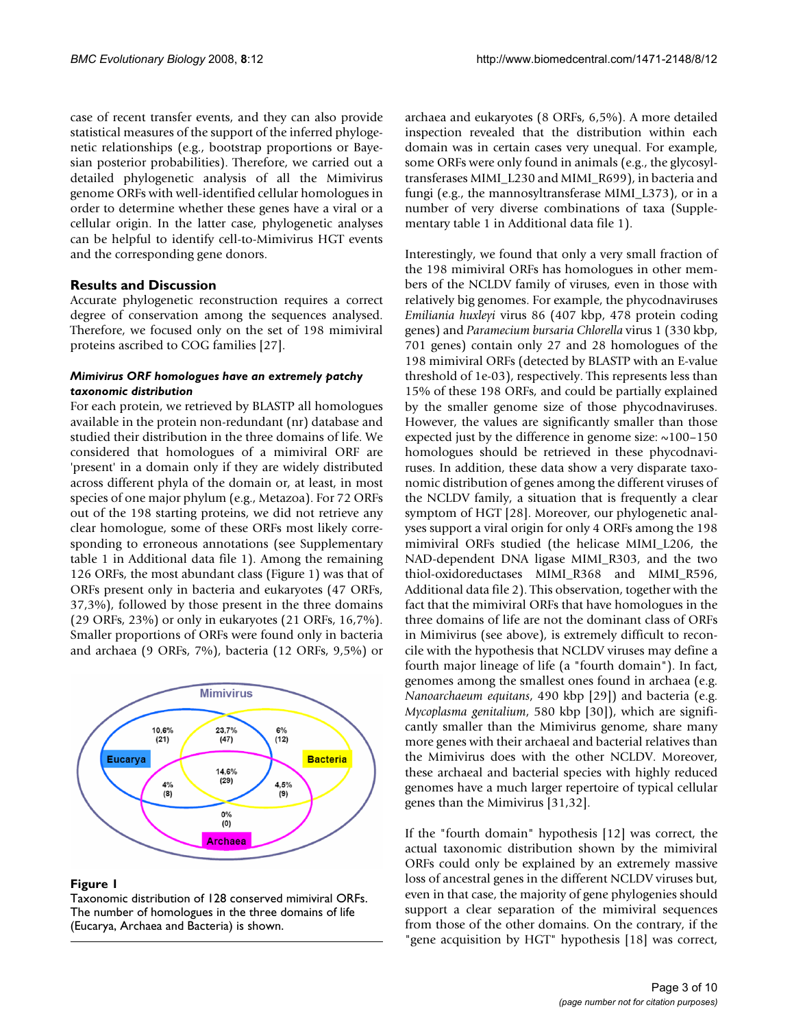case of recent transfer events, and they can also provide statistical measures of the support of the inferred phylogenetic relationships (e.g., bootstrap proportions or Bayesian posterior probabilities). Therefore, we carried out a detailed phylogenetic analysis of all the Mimivirus genome ORFs with well-identified cellular homologues in order to determine whether these genes have a viral or a cellular origin. In the latter case, phylogenetic analyses can be helpful to identify cell-to-Mimivirus HGT events and the corresponding gene donors.

## Results and Discussion

Accurate phylogenetic reconstruction requires a correct degree of conservation among the sequences analysed. Therefore, we focused only on the set of 198 mimiviral proteins ascribed to COG families [27].

### *Mimivirus ORF homologues have an extremely patchy taxonomic distribution*

For each protein, we retrieved by BLASTP all homologues available in the protein non-redundant (nr) database and studied their distribution in the three domains of life. We considered that homologues of a mimiviral ORF are 'present' in a domain only if they are widely distributed across different phyla of the domain or, at least, in most species of one major phylum (e.g., Metazoa). For 72 ORFs out of the 198 starting proteins, we did not retrieve any clear homologue, some of these ORFs most likely corresponding to erroneous annotations (see Supplementary table 1 in Additional data file 1). Among the remaining 126 ORFs, the most abundant class (Figure 1) was that of ORFs present only in bacteria and eukaryotes (47 ORFs, 37,3%), followed by those present in the three domains (29 ORFs, 23%) or only in eukaryotes (21 ORFs, 16,7%). Smaller proportions of ORFs were found only in bacteria and archaea (9 ORFs, 7%), bacteria (12 ORFs, 9,5%) or archaea and eukaryotes (8 ORFs, 6,5%). A more detailed inspection revealed that the distribution within each domain was in certain cases very unequal. For example, some ORFs were only found in animals (e.g., the glycosyltransferases MIMI_L230 and MIMI_R699), in bacteria and fungi (e.g., the mannosyltransferase MIMI_L373), or in a number of very diverse combinations of taxa (Supplementary table 1 in Additional data file 1).

**Figure 1**
Taxonomic distribution of 128 conserved mimiviral ORFs. The number of homologues in the three domains of life (Eucarya, Archaea and Bacteria) is shown.

Interestingly, we found that only a very small fraction of the 198 mimiviral ORFs has homologues in other members of the NCLDV family of viruses, even in those with relatively big genomes. For example, the phycodnaviruses *Emiliania huxleyi* virus 86 (407 kbp, 478 protein coding genes) and *Paramecium bursaria Chlorella* virus 1 (330 kbp, 701 genes) contain only 27 and 28 homologues of the 198 mimiviral ORFs (detected by BLASTP with an E-value threshold of 1e-03), respectively. This represents less than 15% of these 198 ORFs, and could be partially explained by the smaller genome size of those phycodnaviruses. However, the values are significantly smaller than those expected just by the difference in genome size: ~100–150 homologues should be retrieved in these phycodnaviruses. In addition, these data show a very disparate taxonomic distribution of genes among the different viruses of the NCLDV family, a situation that is frequently a clear symptom of HGT [28]. Moreover, our phylogenetic analyses support a viral origin for only 4 ORFs among the 198 mimiviral ORFs studied (the helicase MIMI_L206, the NAD-dependent DNA ligase MIMI_R303, and the two thiol-oxidoreductases MIMI_R368 and MIMI_R596, Additional data file 2). This observation, together with the fact that the mimiviral ORFs that have homologues in the three domains of life are not the dominant class of ORFs in Mimivirus (see above), is extremely difficult to reconcile with the hypothesis that NCLDV viruses may define a fourth major lineage of life (a "fourth domain"). In fact, genomes among the smallest ones found in archaea (e.g. *Nanoarchaeum equitans*, 490 kbp [29]) and bacteria (e.g. *Mycoplasma genitalium*, 580 kbp [30]), which are significantly smaller than the Mimivirus genome, share many more genes with their archaeal and bacterial relatives than the Mimivirus does with the other NCLDV. Moreover, these archaeal and bacterial species with highly reduced genomes have a much larger repertoire of typical cellular genes than the Mimivirus [31,32].

If the "fourth domain" hypothesis [12] was correct, the actual taxonomic distribution shown by the mimiviral ORFs could only be explained by an extremely massive loss of ancestral genes in the different NCLDV viruses but, even in that case, the majority of gene phylogenies should support a clear separation of the mimiviral sequences from those of the other domains. On the contrary, if the "gene acquisition by HGT" hypothesis [18] was correct,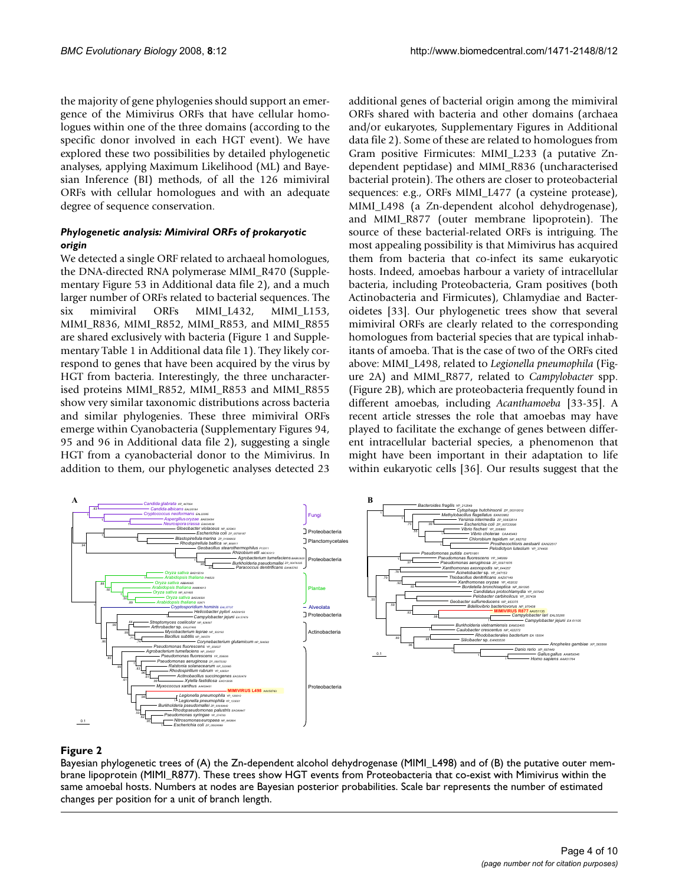the majority of gene phylogenies should support an emergence of the Mimivirus ORFs that have cellular homologues within one of the three domains (according to the specific donor involved in each HGT event). We have explored these two possibilities by detailed phylogenetic analyses, applying Maximum Likelihood (ML) and Bayesian Inference (BI) methods, of all the 126 mimiviral ORFs with cellular homologues and with an adequate degree of sequence conservation.

### *Phylogenetic analysis: Mimiviral ORFs of prokaryotic origin*

We detected a single ORF related to archaeal homologues, the DNA-directed RNA polymerase MIMI_R470 (Supplementary Figure 53 in Additional data file 2), and a much larger number of ORFs related to bacterial sequences. The six mimiviral ORFs MIMI_L432, MIMI_L153, MIMI_R836, MIMI_R852, MIMI_R853, and MIMI_R855 are shared exclusively with bacteria (Figure 1 and Supplementary Table 1 in Additional data file 1). They likely correspond to genes that have been acquired by the virus by HGT from bacteria. Interestingly, the three uncharacterised proteins MIMI_R852, MIMI_R853 and MIMI_R855 show very similar taxonomic distributions across bacteria and similar phylogenies. These three mimiviral ORFs emerge within Cyanobacteria (Supplementary Figures 94, 95 and 96 in Additional data file 2), suggesting a single HGT from a cyanobacterial donor to the Mimivirus. In addition to them, our phylogenetic analyses detected 23 additional genes of bacterial origin among the mimiviral ORFs shared with bacteria and other domains (archaea and/or eukaryotes, Supplementary Figures in Additional data file 2). Some of these are related to homologues from Gram positive Firmicutes: MIMI_L233 (a putative Zn-dependent peptidase) and MIMI_R836 (uncharacterised bacterial protein). The others are closer to proteobacterial sequences: e.g., ORFs MIMI_L477 (a cysteine protease), MIMI_L498 (a Zn-dependent alcohol dehydrogenase), and MIMI_R877 (outer membrane lipoprotein). The source of these bacterial-related ORFs is intriguing. The most appealing possibility is that Mimivirus has acquired them from bacteria that co-infect its same eukaryotic hosts. Indeed, amoebas harbour a variety of intracellular bacteria, including Proteobacteria, Gram positives (both Actinobacteria and Firmicutes), Chlamydiae and Bacteroidetes [33]. Our phylogenetic trees show that several mimiviral ORFs are clearly related to the corresponding homologues from bacterial species that are typical inhabitants of amoeba. That is the case of two of the ORFs cited above: MIMI_L498, related to *Legionella pneumophila* (Figure 2A) and MIMI_R877, related to *Campylobacter* spp. (Figure 2B), which are proteobacteria frequently found in different amoebas, including *Acanthamoeba* [33-35]. A recent article stresses the role that amoebas may have played to facilitate the exchange of genes between different intracellular bacterial species, a phenomenon that might have been important in their adaptation to life within eukaryotic cells [36]. Our results suggest that the

**Figure 2**

Bayesian phylogenetic trees of (A) the Zn-dependent alcohol dehydrogenase (MIMI_L498) and of (B) the putative outer membrane lipoprotein (MIMI_R877). These trees show HGT events from Proteobacteria that co-exist with Mimivirus within the same amoebal hosts. Numbers at nodes are Bayesian posterior probabilities. Scale bar represents the number of estimated changes per position for a unit of branch length.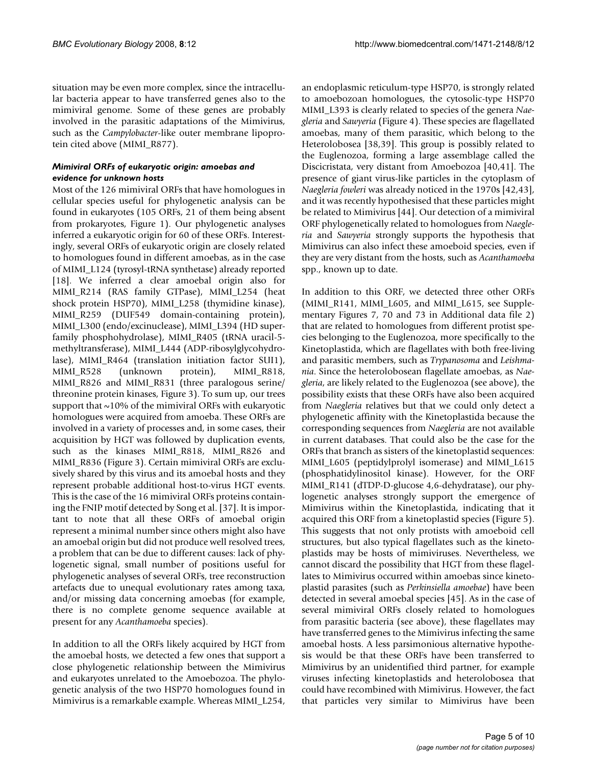situation may be even more complex, since the intracellular bacteria appear to have transferred genes also to the mimiviral genome. Some of these genes are probably involved in the parasitic adaptations of the Mimivirus, such as the *Campylobacter*-like outer membrane lipoprotein cited above (MIMI_R877).

#### *Mimiviral ORFs of eukaryotic origin: amoebas and evidence for unknown hosts*

Most of the 126 mimiviral ORFs that have homologues in cellular species useful for phylogenetic analysis can be found in eukaryotes (105 ORFs, 21 of them being absent from prokaryotes, Figure 1). Our phylogenetic analyses inferred a eukaryotic origin for 60 of these ORFs. Interestingly, several ORFs of eukaryotic origin are closely related to homologues found in different amoebas, as in the case of MIMI_L124 (tyrosyl-tRNA synthetase) already reported [18]. We inferred a clear amoebal origin also for MIMI_R214 (RAS family GTPase), MIMI_L254 (heat shock protein HSP70), MIMI_L258 (thymidine kinase), MIMI_R259 (DUF549 domain-containing protein), MIMI_L300 (endo/excinuclease), MIMI_L394 (HD superfamily phosphohydrolase), MIMI_R405 (tRNA uracil-5-methyltransferase), MIMI_L444 (ADP-ribosylglycohydrolase), MIMI_R464 (translation initiation factor SUI1), MIMI_R528 (unknown protein), MIMI_R818, MIMI_R826 and MIMI_R831 (three paralogous serine/threonine protein kinases, Figure 3). To sum up, our trees support that ~10% of the mimiviral ORFs with eukaryotic homologues were acquired from amoeba. These ORFs are involved in a variety of processes and, in some cases, their acquisition by HGT was followed by duplication events, such as the kinases MIMI_R818, MIMI_R826 and MIMI_R836 (Figure 3). Certain mimiviral ORFs are exclusively shared by this virus and its amoebal hosts and they represent probable additional host-to-virus HGT events. This is the case of the 16 mimiviral ORFs proteins containing the FNIP motif detected by Song et al. [37]. It is important to note that all these ORFs of amoebal origin represent a minimal number since others might also have an amoebal origin but did not produce well resolved trees, a problem that can be due to different causes: lack of phylogenetic signal, small number of positions useful for phylogenetic analyses of several ORFs, tree reconstruction artefacts due to unequal evolutionary rates among taxa, and/or missing data concerning amoebas (for example, there is no complete genome sequence available at present for any *Acanthamoeba* species).

In addition to all the ORFs likely acquired by HGT from the amoebal hosts, we detected a few ones that support a close phylogenetic relationship between the Mimivirus and eukaryotes unrelated to the Amoebozoa. The phylogenetic analysis of the two HSP70 homologues found in Mimivirus is a remarkable example. Whereas MIMI_L254, an endoplasmic reticulum-type HSP70, is strongly related to amoebozoan homologues, the cytosolic-type HSP70 MIMI_L393 is clearly related to species of the genera *Naegleria* and *Sawyeria* (Figure 4). These species are flagellated amoebas, many of them parasitic, which belong to the Heterolobosea [38,39]. This group is possibly related to the Euglenozoa, forming a large assemblage called the Discicristata, very distant from Amoebozoa [40,41]. The presence of giant virus-like particles in the cytoplasm of *Naegleria fowleri* was already noticed in the 1970s [42,43], and it was recently hypothesised that these particles might be related to Mimivirus [44]. Our detection of a mimiviral ORF phylogenetically related to homologues from *Naegleria* and *Sawyeria* strongly supports the hypothesis that Mimivirus can also infect these amoeboid species, even if they are very distant from the hosts, such as *Acanthamoeba* spp., known up to date.

In addition to this ORF, we detected three other ORFs (MIMI_R141, MIMI_L605, and MIMI_L615, see Supplementary Figures 7, 70 and 73 in Additional data file 2) that are related to homologues from different protist species belonging to the Euglenozoa, more specifically to the Kinetoplastida, which are flagellates with both free-living and parasitic members, such as *Trypanosoma* and *Leishmania*. Since the heterolobosean flagellate amoebas, as *Naegleria*, are likely related to the Euglenozoa (see above), the possibility exists that these ORFs have also been acquired from *Naegleria* relatives but that we could only detect a phylogenetic affinity with the Kinetoplastida because the corresponding sequences from *Naegleria* are not available in current databases. That could also be the case for the ORFs that branch as sisters of the kinetoplastid sequences: MIMI_L605 (peptidylprolyl isomerase) and MIMI_L615 (phosphatidylinositol kinase). However, for the ORF MIMI_R141 (dTDP-D-glucose 4,6-dehydratase), our phylogenetic analyses strongly support the emergence of Mimivirus within the Kinetoplastida, indicating that it acquired this ORF from a kinetoplastid species (Figure 5). This suggests that not only protists with amoeboid cell structures, but also typical flagellates such as the kinetoplastids may be hosts of mimiviruses. Nevertheless, we cannot discard the possibility that HGT from these flagellates to Mimivirus occurred within amoebas since kinetoplastid parasites (such as *Perkinsiella amoebae*) have been detected in several amoebal species [45]. As in the case of several mimiviral ORFs closely related to homologues from parasitic bacteria (see above), these flagellates may have transferred genes to the Mimivirus infecting the same amoebal hosts. A less parsimonious alternative hypothesis would be that these ORFs have been transferred to Mimivirus by an unidentified third partner, for example viruses infecting kinetoplastids and heterolobosea that could have recombined with Mimivirus. However, the fact that particles very similar to Mimivirus have been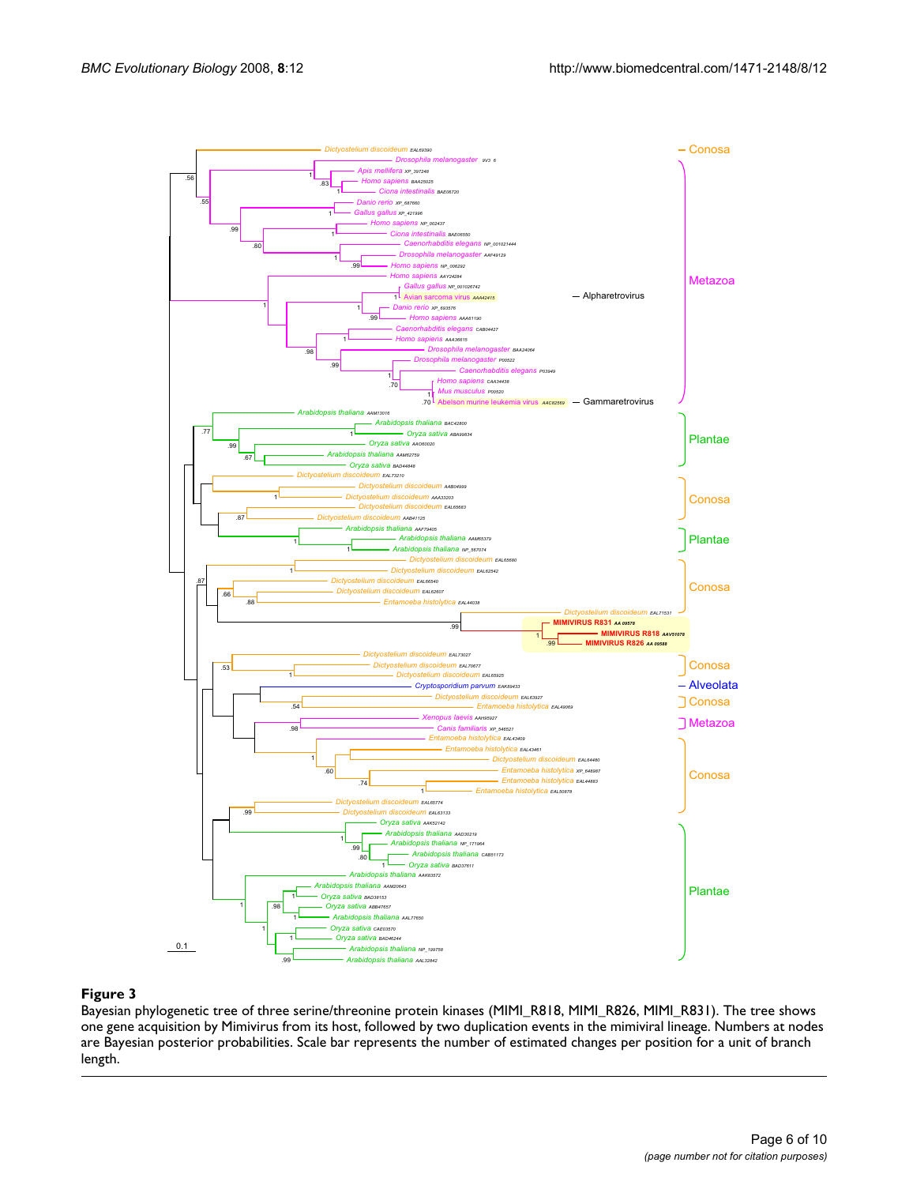**Figure 3**

Bayesian phylogenetic tree of three serine/threonine protein kinases (MIMI_R818, MIMI_R826, MIMI_R831). The tree shows one gene acquisition by Mimivirus from its host, followed by two duplication events in the mimiviral lineage. Numbers at nodes are Bayesian posterior probabilities. Scale bar represents the number of estimated changes per position for a unit of branch length.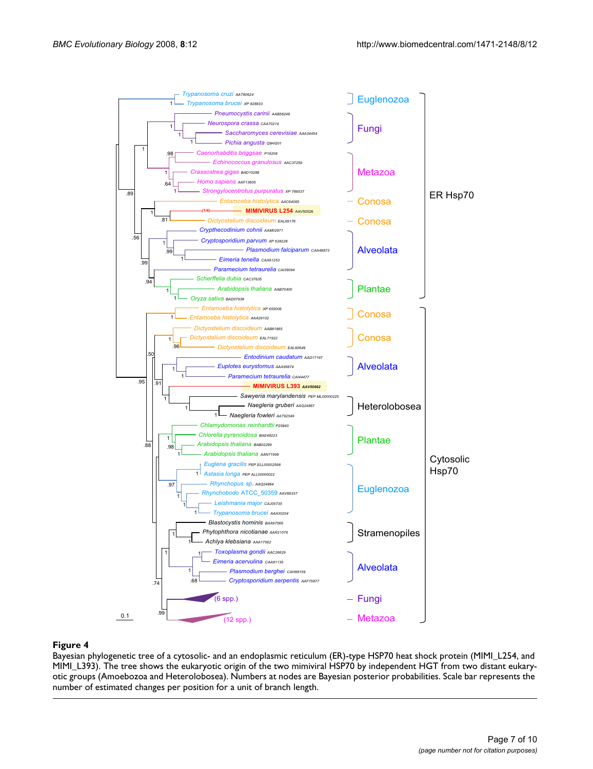**Figure 4**

Bayesian phylogenetic tree of a cytosolic- and an endoplasmic reticulum (ER)-type HSP70 heat shock protein (MIMI_L254, and MIMI_L393). The tree shows the eukaryotic origin of the two mimiviral HSP70 by independent HGT from two distant eukaryotic groups (Amoebozoa and Heterolobosea). Numbers at nodes are Bayesian posterior probabilities. Scale bar represents the number of estimated changes per position for a unit of branch length.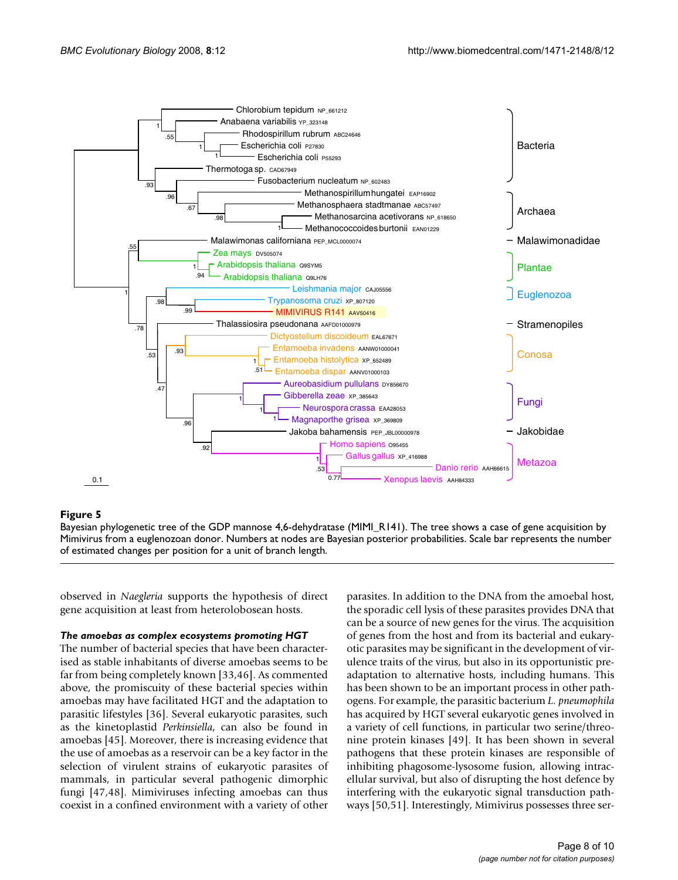**Figure 5**

Bayesian phylogenetic tree of the GDP mannose 4,6-dehydratase (MIMI_R141). The tree shows a case of gene acquisition by Mimivirus from a euglenozoan donor. Numbers at nodes are Bayesian posterior probabilities. Scale bar represents the number of estimated changes per position for a unit of branch length.

observed in *Naegleria* supports the hypothesis of direct gene acquisition at least from heterolobosean hosts.

### *The amoebas as complex ecosystems promoting HGT*

The number of bacterial species that have been characterised as stable inhabitants of diverse amoebas seems to be far from being completely known [33,46]. As commented above, the promiscuity of these bacterial species within amoebas may have facilitated HGT and the adaptation to parasitic lifestyles [36]. Several eukaryotic parasites, such as the kinetoplastid *Perkinsiella*, can also be found in amoebas [45]. Moreover, there is increasing evidence that the use of amoebas as a reservoir can be a key factor in the selection of virulent strains of eukaryotic parasites of mammals, in particular several pathogenic dimorphic fungi [47,48]. Mimiviruses infecting amoebas can thus coexist in a confined environment with a variety of other parasites. In addition to the DNA from the amoebal host, the sporadic cell lysis of these parasites provides DNA that can be a source of new genes for the virus. The acquisition of genes from the host and from its bacterial and eukaryotic parasites may be significant in the development of virulence traits of the virus, but also in its opportunistic pre-adaptation to alternative hosts, including humans. This has been shown to be an important process in other pathogens. For example, the parasitic bacterium *L. pneumophila* has acquired by HGT several eukaryotic genes involved in a variety of cell functions, in particular two serine/threonine protein kinases [49]. It has been shown in several pathogens that these protein kinases are responsible of inhibiting phagosome-lysosome fusion, allowing intracellular survival, but also of disrupting the host defence by interfering with the eukaryotic signal transduction pathways [50,51]. Interestingly, Mimivirus possesses three ser-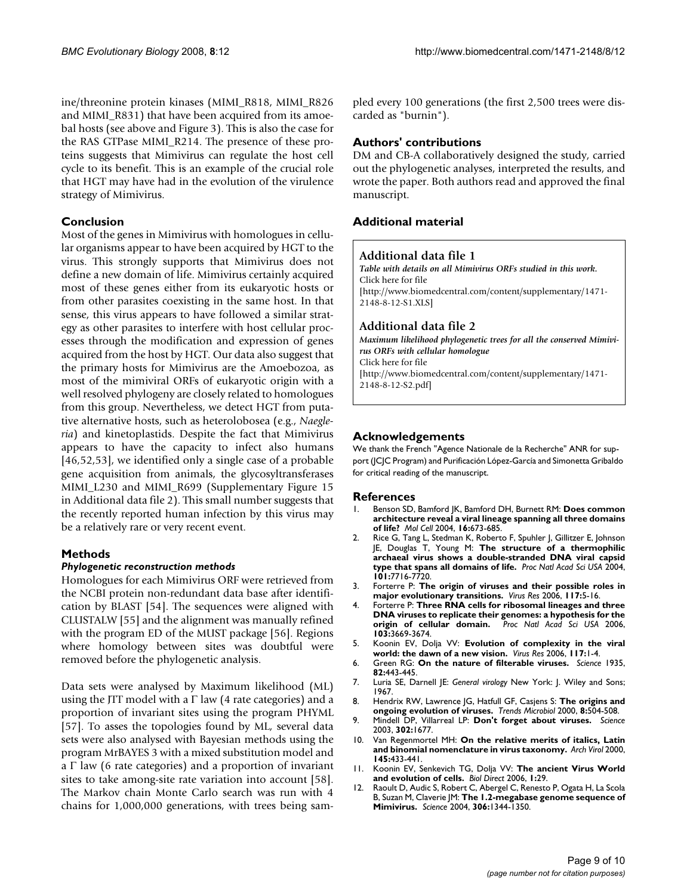ine/threonine protein kinases (MIMI_R818, MIMI_R826 and MIMI_R831) that have been acquired from its amoebal hosts (see above and Figure 3). This is also the case for the RAS GTPase MIMI_R214. The presence of these proteins suggests that Mimivirus can regulate the host cell cycle to its benefit. This is an example of the crucial role that HGT may have had in the evolution of the virulence strategy of Mimivirus.

## Conclusion

Most of the genes in Mimivirus with homologues in cellular organisms appear to have been acquired by HGT to the virus. This strongly supports that Mimivirus does not define a new domain of life. Mimivirus certainly acquired most of these genes either from its eukaryotic hosts or from other parasites coexisting in the same host. In that sense, this virus appears to have followed a similar strategy as other parasites to interfere with host cellular processes through the modification and expression of genes acquired from the host by HGT. Our data also suggest that the primary hosts for Mimivirus are the Amoebozoa, as most of the mimiviral ORFs of eukaryotic origin with a well resolved phylogeny are closely related to homologues from this group. Nevertheless, we detect HGT from putative alternative hosts, such as heterolobosea (e.g., *Naegleria*) and kinetoplastids. Despite the fact that Mimivirus appears to have the capacity to infect also humans [46,52,53], we identified only a single case of a probable gene acquisition from animals, the glycosyltransferases MIMI_L230 and MIMI_R699 (Supplementary Figure 15 in Additional data file 2). This small number suggests that the recently reported human infection by this virus may be a relatively rare or very recent event.

## Methods

### *Phylogenetic reconstruction methods*

Homologues for each Mimivirus ORF were retrieved from the NCBI protein non-redundant data base after identification by BLAST [54]. The sequences were aligned with CLUSTALW [55] and the alignment was manually refined with the program ED of the MUST package [56]. Regions where homology between sites was doubtful were removed before the phylogenetic analysis.

Data sets were analysed by Maximum likelihood (ML) using the JTT model with a $\Gamma$ law (4 rate categories) and a proportion of invariant sites using the program PHYML [57]. To asses the topologies found by ML, several data sets were also analysed with Bayesian methods using the program MrBAYES 3 with a mixed substitution model and a $\Gamma$ law (6 rate categories) and a proportion of invariant sites to take among-site rate variation into account [58]. The Markov chain Monte Carlo search was run with 4 chains for 1,000,000 generations, with trees being sampled every 100 generations (the first 2,500 trees were discarded as "burnin").

## Authors' contributions

DM and CB-A collaboratively designed the study, carried out the phylogenetic analyses, interpreted the results, and wrote the paper. Both authors read and approved the final manuscript.

## Additional material

### Additional data file 1

*Table with details on all Mimivirus ORFs studied in this work.*
Click here for file
[http://www.biomedcentral.com/content/supplementary/1471-2148-8-12-S1.XLS]

### Additional data file 2

*Maximum likelihood phylogenetic trees for all the conserved Mimivirus ORFs with cellular homologue*
Click here for file
[http://www.biomedcentral.com/content/supplementary/1471-2148-8-12-S2.pdf]

## Acknowledgements

We thank the French "Agence Nationale de la Recherche" ANR for support (JCJC Program) and Purificación López-García and Simonetta Gribaldo for critical reading of the manuscript.

## References

1. Benson SD, Bamford JK, Bamford DH, Burnett RM: **Does common architecture reveal a viral lineage spanning all three domains of life?** *Mol Cell* 2004, **16:**673-685.
2. Rice G, Tang L, Stedman K, Roberto F, Spuhler J, Gillitzer E, Johnson JE, Douglas T, Young M: **The structure of a thermophilic archaeal virus shows a double-stranded DNA viral capsid type that spans all domains of life.** *Proc Natl Acad Sci USA* 2004, **101:**7716-7720.
3. Forterre P: **The origin of viruses and their possible roles in major evolutionary transitions.** *Virus Res* 2006, **117:**5-16.
4. Forterre P: **Three RNA cells for ribosomal lineages and three DNA viruses to replicate their genomes: a hypothesis for the origin of cellular domain.** *Proc Natl Acad Sci USA* 2006, **103:**3669-3674.
5. Koonin EV, Dolja VV: **Evolution of complexity in the viral world: the dawn of a new vision.** *Virus Res* 2006, **117:**1-4.
6. Green RG: **On the nature of filterable viruses.** *Science* 1935, **82:**443-445.
7. Luria SE, Darnell JE: *General virology* New York: J. Wiley and Sons; 1967.
8. Hendrix RW, Lawrence JG, Hatfull GF, Casjens S: **The origins and ongoing evolution of viruses.** *Trends Microbiol* 2000, **8:**504-508.
9. Mindell DP, Villarreal LP: **Don't forget about viruses.** *Science* 2003, **302:**1677.
10. Van Regenmortel MH: **On the relative merits of italics, Latin and binomial nomenclature in virus taxonomy.** *Arch Virol* 2000, **145:**433-441.
11. Koonin EV, Senkevich TG, Dolja VV: **The ancient Virus World and evolution of cells.** *Biol Direct* 2006, **1:**29.
12. Raoult D, Audic S, Robert C, Abergel C, Renesto P, Ogata H, La Scola B, Suzan M, Claverie JM: **The 1.2-megabase genome sequence of Mimivirus.** *Science* 2004, **306:**1344-1350.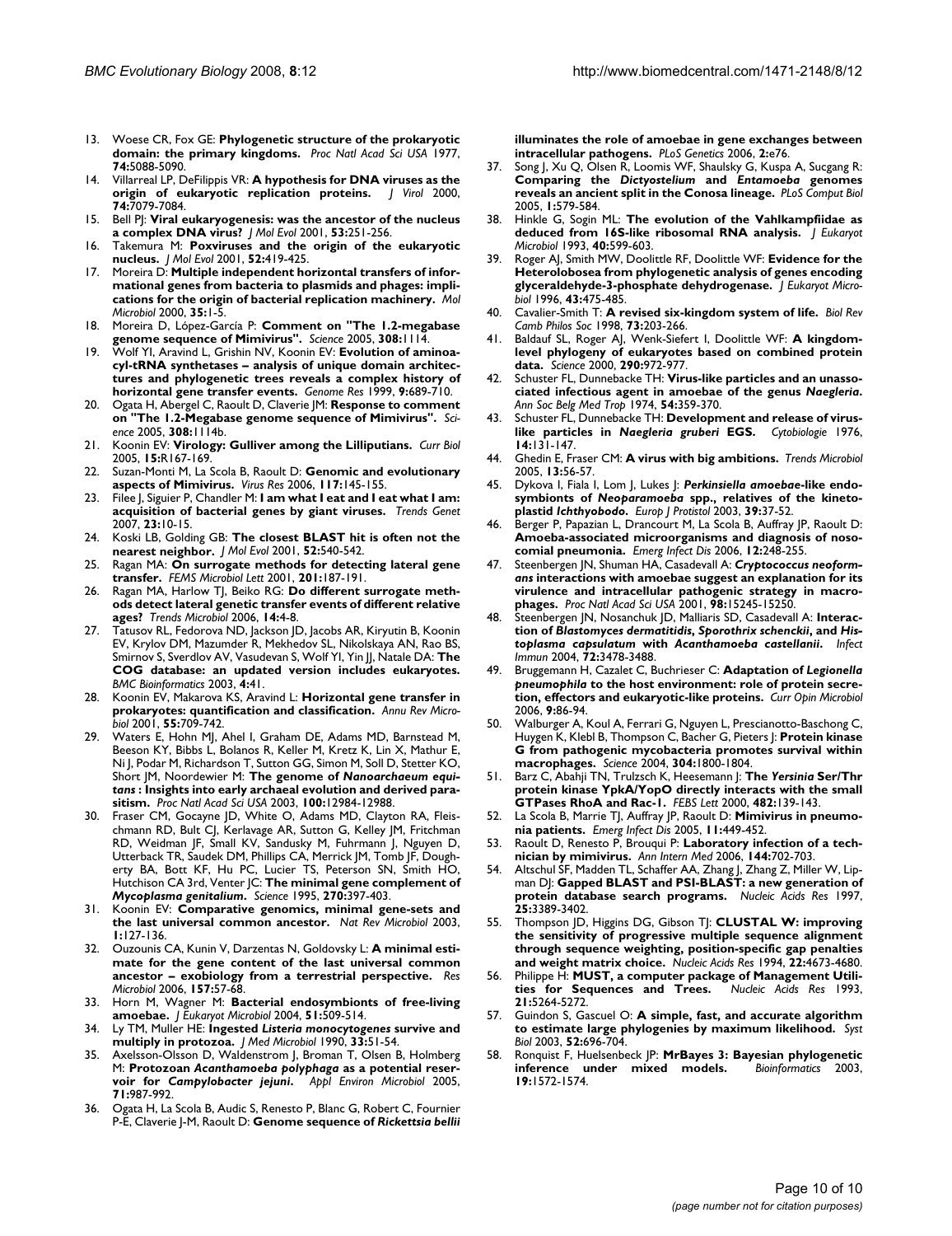13. Woese CR, Fox GE: **Phylogenetic structure of the prokaryotic domain: the primary kingdoms.** *Proc Natl Acad Sci USA* 1977, **74:**5088-5090.
14. Villarreal LP, DeFilippis VR: **A hypothesis for DNA viruses as the origin of eukaryotic replication proteins.** *J Virol* 2000, **74:**7079-7084.
15. Bell PJ: **Viral eukaryogenesis: was the ancestor of the nucleus a complex DNA virus?** *J Mol Evol* 2001, **53:**251-256.
16. Takemura M: **Poxviruses and the origin of the eukaryotic nucleus.** *J Mol Evol* 2001, **52:**419-425.
17. Moreira D: **Multiple independent horizontal transfers of informational genes from bacteria to plasmids and phages: implications for the origin of bacterial replication machinery.** *Mol Microbiol* 2000, **35:**1-5.
18. Moreira D, López-García P: **Comment on "The 1.2-megabase genome sequence of Mimivirus".** *Science* 2005, **308:**1114.
19. Wolf YI, Aravind L, Grishin NV, Koonin EV: **Evolution of aminoacyl-tRNA synthetases – analysis of unique domain architectures and phylogenetic trees reveals a complex history of horizontal gene transfer events.** *Genome Res* 1999, **9:**689-710.
20. Ogata H, Abergel C, Raoult D, Claverie JM: **Response to comment on "The 1.2-Megabase genome sequence of Mimivirus".** *Science* 2005, **308:**1114b.
21. Koonin EV: **Virology: Gulliver among the Lilliputians.** *Curr Biol* 2005, **15:**R167-169.
22. Suzan-Monti M, La Scola B, Raoult D: **Genomic and evolutionary aspects of Mimivirus.** *Virus Res* 2006, **117:**145-155.
23. Filee J, Siguier P, Chandler M: **I am what I eat and I eat what I am: acquisition of bacterial genes by giant viruses.** *Trends Genet* 2007, **23:**10-15.
24. Koski LB, Golding GB: **The closest BLAST hit is often not the nearest neighbor.** *J Mol Evol* 2001, **52:**540-542.
25. Ragan MA: **On surrogate methods for detecting lateral gene transfer.** *FEMS Microbiol Lett* 2001, **201:**187-191.
26. Ragan MA, Harlow TJ, Beiko RG: **Do different surrogate methods detect lateral genetic transfer events of different relative ages?** *Trends Microbiol* 2006, **14:**4-8.
27. Tatusov RL, Fedorova ND, Jackson JD, Jacobs AR, Kiryutin B, Koonin EV, Krylov DM, Mazumder R, Mekhedov SL, Nikolskaya AN, Rao BS, Smirnov S, Sverdlov AV, Vasudevan S, Wolf YI, Yin JJ, Natale DA: **The COG database: an updated version includes eukaryotes.** *BMC Bioinformatics* 2003, **4:**41.
28. Koonin EV, Makarova KS, Aravind L: **Horizontal gene transfer in prokaryotes: quantification and classification.** *Annu Rev Microbiol* 2001, **55:**709-742.
29. Waters E, Hohn MJ, Ahel I, Graham DE, Adams MD, Barnstead M, Beeson KY, Bibbs L, Bolanos R, Keller M, Kretz K, Lin X, Mathur E, Ni J, Podar M, Richardson T, Sutton GG, Simon M, Soll D, Stetter KO, Short JM, Noordewier M: **The genome of *Nanoarchaeum equitans* : Insights into early archaeal evolution and derived parasitism.** *Proc Natl Acad Sci USA* 2003, **100:**12984-12988.
30. Fraser CM, Gocayne JD, White O, Adams MD, Clayton RA, Fleischmann RD, Bult CJ, Kerlavage AR, Sutton G, Kelley JM, Fritchman RD, Weidman JF, Small KV, Sandusky M, Fuhrmann J, Nguyen D, Utterback TR, Saudek DM, Phillips CA, Merrick JM, Tomb JF, Dougherty BA, Bott KF, Hu PC, Lucier TS, Peterson SN, Smith HO, Hutchison CA 3rd, Venter JC: **The minimal gene complement of *Mycoplasma genitalium*.** *Science* 1995, **270:**397-403.
31. Koonin EV: **Comparative genomics, minimal gene-sets and the last universal common ancestor.** *Nat Rev Microbiol* 2003, **1:**127-136.
32. Ouzounis CA, Kunin V, Darzentas N, Goldovsky L: **A minimal estimate for the gene content of the last universal common ancestor – exobiology from a terrestrial perspective.** *Res Microbiol* 2006, **157:**57-68.
33. Horn M, Wagner M: **Bacterial endosymbionts of free-living amoebae.** *J Eukaryot Microbiol* 2004, **51:**509-514.
34. Ly TM, Muller HE: **Ingested *Listeria monocytogenes* survive and multiply in protozoa.** *J Med Microbiol* 1990, **33:**51-54.
35. Axelsson-Olsson D, Waldenstrom J, Broman T, Olsen B, Holmberg M: **Protozoan *Acanthamoeba polyphaga* as a potential reservoir for *Campylobacter jejuni*.** *Appl Environ Microbiol* 2005, **71:**987-992.
36. Ogata H, La Scola B, Audic S, Renesto P, Blanc G, Robert C, Fournier P-E, Claverie J-M, Raoult D: **Genome sequence of *Rickettsia bellii* illuminates the role of amoebae in gene exchanges between intracellular pathogens.** *PLoS Genetics* 2006, **2:**e76.
37. Song J, Xu Q, Olsen R, Loomis WF, Shaulsky G, Kuspa A, Sucgang R: **Comparing the *Dictyostelium* and *Entamoeba* genomes reveals an ancient split in the Conosa lineage.** *PLoS Comput Biol* 2005, **1:**579-584.
38. Hinkle G, Sogin ML: **The evolution of the Vahlkampfiidae as deduced from 16S-like ribosomal RNA analysis.** *J Eukaryot Microbiol* 1993, **40:**599-603.
39. Roger AJ, Smith MW, Doolittle RF, Doolittle WF: **Evidence for the Heterolobosea from phylogenetic analysis of genes encoding glyceraldehyde-3-phosphate dehydrogenase.** *J Eukaryot Microbiol* 1996, **43:**475-485.
40. Cavalier-Smith T: **A revised six-kingdom system of life.** *Biol Rev Camb Philos Soc* 1998, **73:**203-266.
41. Baldauf SL, Roger AJ, Wenk-Siefert I, Doolittle WF: **A kingdom-level phylogeny of eukaryotes based on combined protein data.** *Science* 2000, **290:**972-977.
42. Schuster FL, Dunnebacke TH: **Virus-like particles and an unassociated infectious agent in amoebae of the genus *Naegleria*.** *Ann Soc Belg Med Trop* 1974, **54:**359-370.
43. Schuster FL, Dunnebacke TH: **Development and release of virus-like particles in *Naegleria gruberi* EGS.** *Cytobiologie* 1976, **14:**131-147.
44. Ghedin E, Fraser CM: **A virus with big ambitions.** *Trends Microbiol* 2005, **13:**56-57.
45. Dykova I, Fiala I, Lom J, Lukes J: ***Perkinsiella amoebae*-like endosymbionts of *Neoparamoeba* spp., relatives of the kinetoplastid *Ichthyobodo*.** *Europ J Protistol* 2003, **39:**37-52.
46. Berger P, Papazian L, Drancourt M, La Scola B, Auffray JP, Raoult D: **Amoeba-associated microorganisms and diagnosis of nosocomial pneumonia.** *Emerg Infect Dis* 2006, **12:**248-255.
47. Steenbergen JN, Shuman HA, Casadevall A: ***Cryptococcus neoformans* interactions with amoebae suggest an explanation for its virulence and intracellular pathogenic strategy in macrophages.** *Proc Natl Acad Sci USA* 2001, **98:**15245-15250.
48. Steenbergen JN, Nosanchuk JD, Malliaris SD, Casadevall A: **Interaction of *Blastomyces dermatitidis*, *Sporothrix schenckii*, and *Histoplasma capsulatum* with *Acanthamoeba castellanii*.** *Infect Immun* 2004, **72:**3478-3488.
49. Bruggemann H, Cazalet C, Buchrieser C: **Adaptation of *Legionella pneumophila* to the host environment: role of protein secretion, effectors and eukaryotic-like proteins.** *Curr Opin Microbiol* 2006, **9:**86-94.
50. Walburger A, Koul A, Ferrari G, Nguyen L, Prescianotto-Baschong C, Huygen K, Klebl B, Thompson C, Bacher G, Pieters J: **Protein kinase G from pathogenic mycobacteria promotes survival within macrophages.** *Science* 2004, **304:**1800-1804.
51. Barz C, Abahji TN, Trulzsch K, Heesemann J: **The *Yersinia* Ser/Thr protein kinase YpkA/YopO directly interacts with the small GTPases RhoA and Rac-1.** *FEBS Lett* 2000, **482:**139-143.
52. La Scola B, Marrie TJ, Auffray JP, Raoult D: **Mimivirus in pneumonia patients.** *Emerg Infect Dis* 2005, **11:**449-452.
53. Raoult D, Renesto P, Brouqui P: **Laboratory infection of a technician by mimivirus.** *Ann Intern Med* 2006, **144:**702-703.
54. Altschul SF, Madden TL, Schaffer AA, Zhang J, Zhang Z, Miller W, Lipman DJ: **Gapped BLAST and PSI-BLAST: a new generation of protein database search programs.** *Nucleic Acids Res* 1997, **25:**3389-3402.
55. Thompson JD, Higgins DG, Gibson TJ: **CLUSTAL W: improving the sensitivity of progressive multiple sequence alignment through sequence weighting, position-specific gap penalties and weight matrix choice.** *Nucleic Acids Res* 1994, **22:**4673-4680.
56. Philippe H: **MUST, a computer package of Management Utilities for Sequences and Trees.** *Nucleic Acids Res* 1993, **21:**5264-5272.
57. Guindon S, Gascuel O: **A simple, fast, and accurate algorithm to estimate large phylogenies by maximum likelihood.** *Syst Biol* 2003, **52:**696-704.
58. Ronquist F, Huelsenbeck JP: **MrBayes 3: Bayesian phylogenetic inference under mixed models.** *Bioinformatics* 2003, **19:**1572-1574.